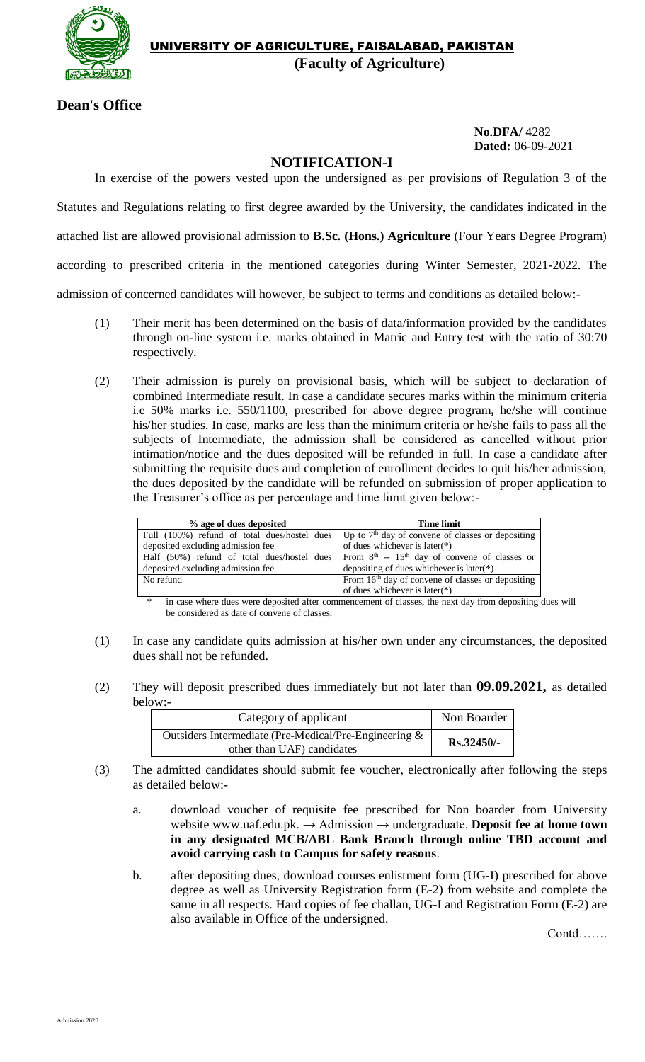# UNIVERSITY OF AGRICULTURE, FAISALABAD, PAKISTAN

**(Faculty of Agriculture)**

**Dean's Office**

**No.DFA/** 4282
**Dated:** 06-09-2021

## NOTIFICATION-I

In exercise of the powers vested upon the undersigned as per provisions of Regulation 3 of the Statutes and Regulations relating to first degree awarded by the University, the candidates indicated in the attached list are allowed provisional admission to **B.Sc. (Hons.) Agriculture** (Four Years Degree Program) according to prescribed criteria in the mentioned categories during Winter Semester, 2021-2022. The admission of concerned candidates will however, be subject to terms and conditions as detailed below:-

(1) Their merit has been determined on the basis of data/information provided by the candidates through on-line system i.e. marks obtained in Matric and Entry test with the ratio of 30:70 respectively.

(2) Their admission is purely on provisional basis, which will be subject to declaration of combined Intermediate result. In case a candidate secures marks within the minimum criteria i.e 50% marks i.e. 550/1100, prescribed for above degree program**,** he/she will continue his/her studies. In case, marks are less than the minimum criteria or he/she fails to pass all the subjects of Intermediate, the admission shall be considered as cancelled without prior intimation/notice and the dues deposited will be refunded in full. In case a candidate after submitting the requisite dues and completion of enrollment decides to quit his/her admission, the dues deposited by the candidate will be refunded on submission of proper application to the Treasurer's office as per percentage and time limit given below:-

| % age of dues deposited | Time limit |
|---|---|
| Full (100%) refund of total dues/hostel dues deposited excluding admission fee | Up to $7^{th}$ day of convene of classes or depositing of dues whichever is later(*) |
| Half (50%) refund of total dues/hostel dues deposited excluding admission fee | From $8^{th}$ -- $15^{th}$ day of convene of classes or depositing of dues whichever is later(*) |
| No refund | From $16^{th}$ day of convene of classes or depositing of dues whichever is later(*) |

\* in case where dues were deposited after commencement of classes, the next day from depositing dues will be considered as date of convene of classes.

(1) In case any candidate quits admission at his/her own under any circumstances, the deposited dues shall not be refunded.

(2) They will deposit prescribed dues immediately but not later than **09.09.2021,** as detailed below:-

| Category of applicant | Non Boarder |
|---|---|
| Outsiders Intermediate (Pre-Medical/Pre-Engineering & other than UAF) candidates | **Rs.32450/-** |

(3) The admitted candidates should submit fee voucher, electronically after following the steps as detailed below:-

a. download voucher of requisite fee prescribed for Non boarder from University website www.uaf.edu.pk. → Admission → undergraduate. **Deposit fee at home town in any designated MCB/ABL Bank Branch through online TBD account and avoid carrying cash to Campus for safety reasons**.

b. after depositing dues, download courses enlistment form (UG-I) prescribed for above degree as well as University Registration form (E-2) from website and complete the same in all respects. Hard copies of fee challan, UG-I and Registration Form (E-2) are also available in Office of the undersigned.

Contd…….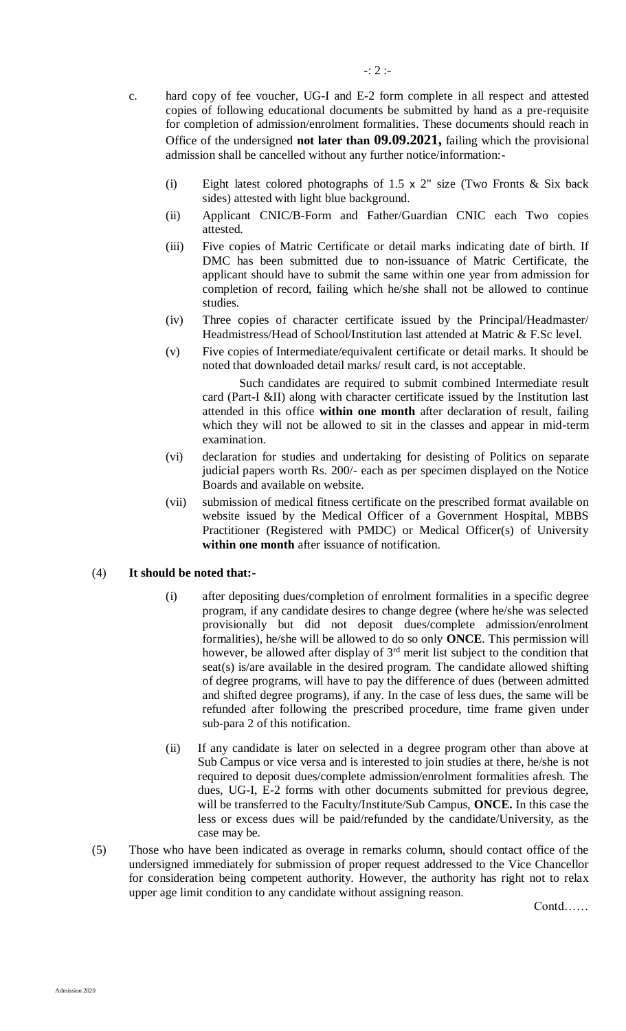c. hard copy of fee voucher, UG-I and E-2 form complete in all respect and attested copies of following educational documents be submitted by hand as a pre-requisite for completion of admission/enrolment formalities. These documents should reach in Office of the undersigned **not later than 09.09.2021,** failing which the provisional admission shall be cancelled without any further notice/information:-

   (i) Eight latest colored photographs of 1.5 x 2" size (Two Fronts & Six back sides) attested with light blue background.

   (ii) Applicant CNIC/B-Form and Father/Guardian CNIC each Two copies attested.

   (iii) Five copies of Matric Certificate or detail marks indicating date of birth. If DMC has been submitted due to non-issuance of Matric Certificate, the applicant should have to submit the same within one year from admission for completion of record, failing which he/she shall not be allowed to continue studies.

   (iv) Three copies of character certificate issued by the Principal/Headmaster/ Headmistress/Head of School/Institution last attended at Matric & F.Sc level.

   (v) Five copies of Intermediate/equivalent certificate or detail marks. It should be noted that downloaded detail marks/ result card, is not acceptable.

   Such candidates are required to submit combined Intermediate result card (Part-I &II) along with character certificate issued by the Institution last attended in this office **within one month** after declaration of result, failing which they will not be allowed to sit in the classes and appear in mid-term examination.

   (vi) declaration for studies and undertaking for desisting of Politics on separate judicial papers worth Rs. 200/- each as per specimen displayed on the Notice Boards and available on website.

   (vii) submission of medical fitness certificate on the prescribed format available on website issued by the Medical Officer of a Government Hospital, MBBS Practitioner (Registered with PMDC) or Medical Officer(s) of University **within one month** after issuance of notification.

(4) **It should be noted that:-**

   (i) after depositing dues/completion of enrolment formalities in a specific degree program, if any candidate desires to change degree (where he/she was selected provisionally but did not deposit dues/complete admission/enrolment formalities), he/she will be allowed to do so only **ONCE**. This permission will however, be allowed after display of 3rd merit list subject to the condition that seat(s) is/are available in the desired program. The candidate allowed shifting of degree programs, will have to pay the difference of dues (between admitted and shifted degree programs), if any. In the case of less dues, the same will be refunded after following the prescribed procedure, time frame given under sub-para 2 of this notification.

   (ii) If any candidate is later on selected in a degree program other than above at Sub Campus or vice versa and is interested to join studies at there, he/she is not required to deposit dues/complete admission/enrolment formalities afresh. The dues, UG-I, E-2 forms with other documents submitted for previous degree, will be transferred to the Faculty/Institute/Sub Campus, **ONCE.** In this case the less or excess dues will be paid/refunded by the candidate/University, as the case may be.

(5) Those who have been indicated as overage in remarks column, should contact office of the undersigned immediately for submission of proper request addressed to the Vice Chancellor for consideration being competent authority. However, the authority has right not to relax upper age limit condition to any candidate without assigning reason.

Contd……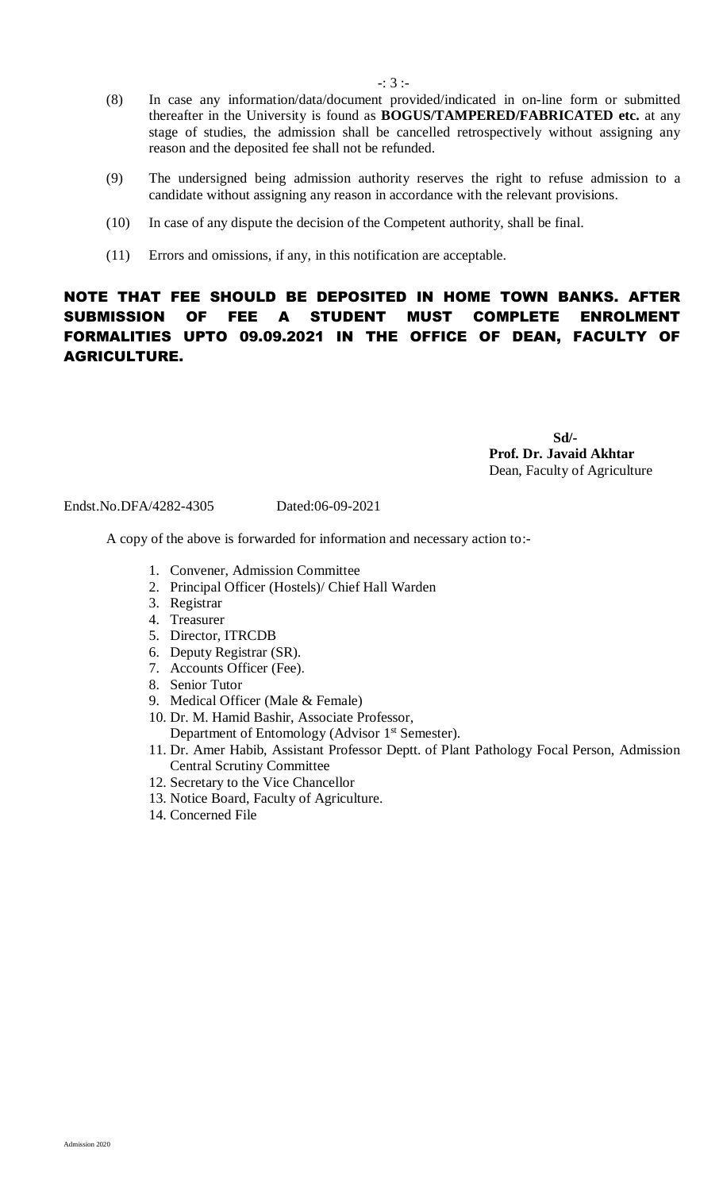(8) In case any information/data/document provided/indicated in on-line form or submitted thereafter in the University is found as **BOGUS/TAMPERED/FABRICATED etc.** at any stage of studies, the admission shall be cancelled retrospectively without assigning any reason and the deposited fee shall not be refunded.

(9) The undersigned being admission authority reserves the right to refuse admission to a candidate without assigning any reason in accordance with the relevant provisions.

(10) In case of any dispute the decision of the Competent authority, shall be final.

(11) Errors and omissions, if any, in this notification are acceptable.

**NOTE THAT FEE SHOULD BE DEPOSITED IN HOME TOWN BANKS. AFTER SUBMISSION OF FEE A STUDENT MUST COMPLETE ENROLMENT FORMALITIES UPTO 09.09.2021 IN THE OFFICE OF DEAN, FACULTY OF AGRICULTURE.**

**Sd/-**
**Prof. Dr. Javaid Akhtar**
Dean, Faculty of Agriculture

Endst.No.DFA/4282-4305 Dated:06-09-2021

A copy of the above is forwarded for information and necessary action to:-

1. Convener, Admission Committee
2. Principal Officer (Hostels)/ Chief Hall Warden
3. Registrar
4. Treasurer
5. Director, ITRCDB
6. Deputy Registrar (SR).
7. Accounts Officer (Fee).
8. Senior Tutor
9. Medical Officer (Male & Female)
10. Dr. M. Hamid Bashir, Associate Professor, Department of Entomology (Advisor 1st Semester).
11. Dr. Amer Habib, Assistant Professor Deptt. of Plant Pathology Focal Person, Admission Central Scrutiny Committee
12. Secretary to the Vice Chancellor
13. Notice Board, Faculty of Agriculture.
14. Concerned File